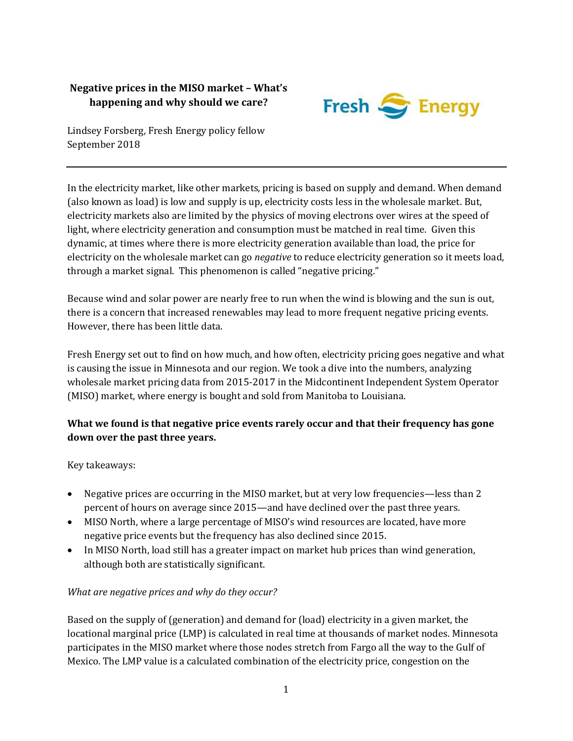# Negative prices in the MISO market – What's happening and why should we care?

Lindsey Forsberg, Fresh Energy policy fellow
September 2018

---

In the electricity market, like other markets, pricing is based on supply and demand. When demand (also known as load) is low and supply is up, electricity costs less in the wholesale market. But, electricity markets also are limited by the physics of moving electrons over wires at the speed of light, where electricity generation and consumption must be matched in real time. Given this dynamic, at times where there is more electricity generation available than load, the price for electricity on the wholesale market can go *negative* to reduce electricity generation so it meets load, through a market signal. This phenomenon is called "negative pricing."

Because wind and solar power are nearly free to run when the wind is blowing and the sun is out, there is a concern that increased renewables may lead to more frequent negative pricing events. However, there has been little data.

Fresh Energy set out to find on how much, and how often, electricity pricing goes negative and what is causing the issue in Minnesota and our region. We took a dive into the numbers, analyzing wholesale market pricing data from 2015-2017 in the Midcontinent Independent System Operator (MISO) market, where energy is bought and sold from Manitoba to Louisiana.

**What we found is that negative price events rarely occur and that their frequency has gone down over the past three years.**

Key takeaways:

- Negative prices are occurring in the MISO market, but at very low frequencies—less than 2 percent of hours on average since 2015—and have declined over the past three years.
- MISO North, where a large percentage of MISO's wind resources are located, have more negative price events but the frequency has also declined since 2015.
- In MISO North, load still has a greater impact on market hub prices than wind generation, although both are statistically significant.

*What are negative prices and why do they occur?*

Based on the supply of (generation) and demand for (load) electricity in a given market, the locational marginal price (LMP) is calculated in real time at thousands of market nodes. Minnesota participates in the MISO market where those nodes stretch from Fargo all the way to the Gulf of Mexico. The LMP value is a calculated combination of the electricity price, congestion on the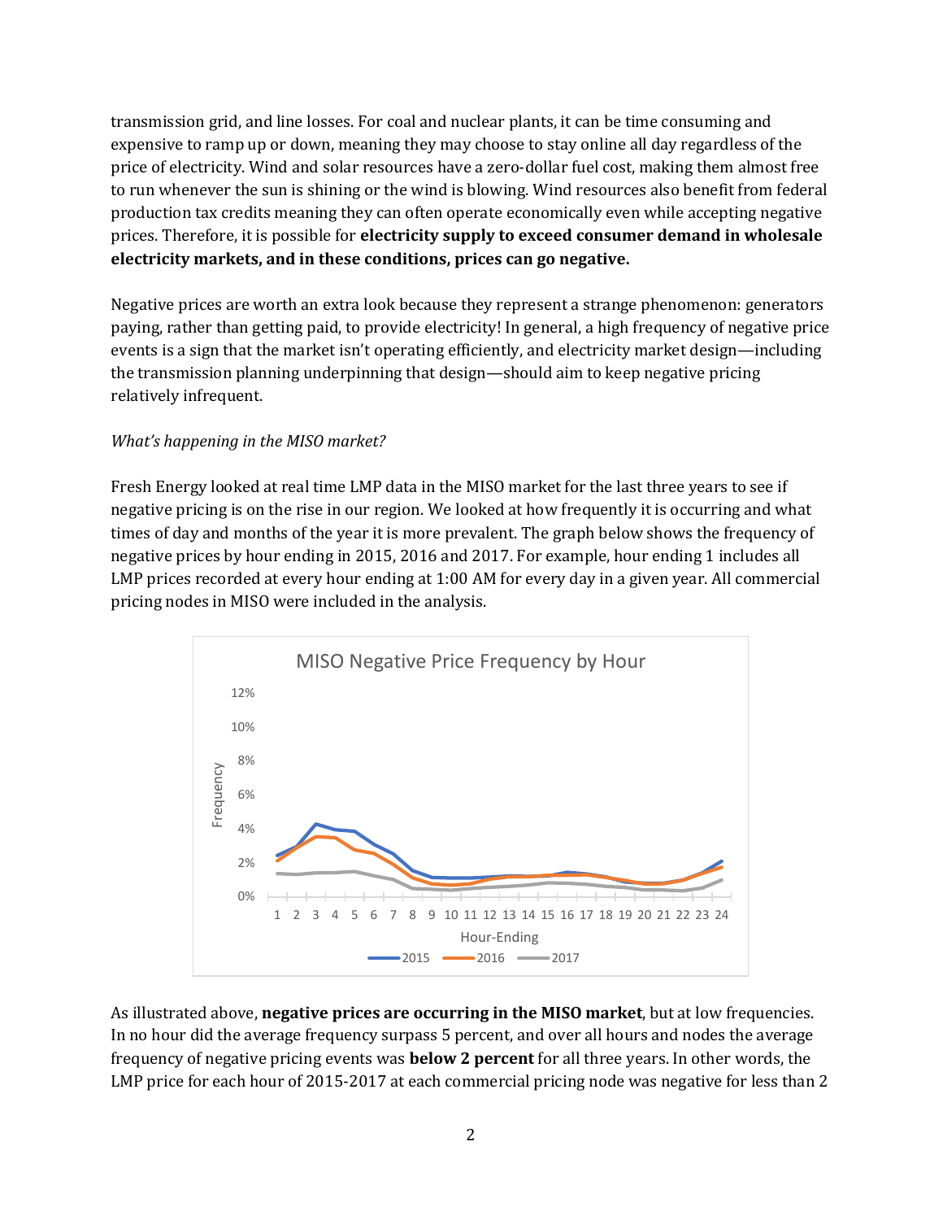transmission grid, and line losses. For coal and nuclear plants, it can be time consuming and expensive to ramp up or down, meaning they may choose to stay online all day regardless of the price of electricity. Wind and solar resources have a zero-dollar fuel cost, making them almost free to run whenever the sun is shining or the wind is blowing. Wind resources also benefit from federal production tax credits meaning they can often operate economically even while accepting negative prices. Therefore, it is possible for **electricity supply to exceed consumer demand in wholesale electricity markets, and in these conditions, prices can go negative.**

Negative prices are worth an extra look because they represent a strange phenomenon: generators paying, rather than getting paid, to provide electricity! In general, a high frequency of negative price events is a sign that the market isn't operating efficiently, and electricity market design—including the transmission planning underpinning that design—should aim to keep negative pricing relatively infrequent.

*What's happening in the MISO market?*

Fresh Energy looked at real time LMP data in the MISO market for the last three years to see if negative pricing is on the rise in our region. We looked at how frequently it is occurring and what times of day and months of the year it is more prevalent. The graph below shows the frequency of negative prices by hour ending in 2015, 2016 and 2017. For example, hour ending 1 includes all LMP prices recorded at every hour ending at 1:00 AM for every day in a given year. All commercial pricing nodes in MISO were included in the analysis.

As illustrated above, **negative prices are occurring in the MISO market**, but at low frequencies. In no hour did the average frequency surpass 5 percent, and over all hours and nodes the average frequency of negative pricing events was **below 2 percent** for all three years. In other words, the LMP price for each hour of 2015-2017 at each commercial pricing node was negative for less than 2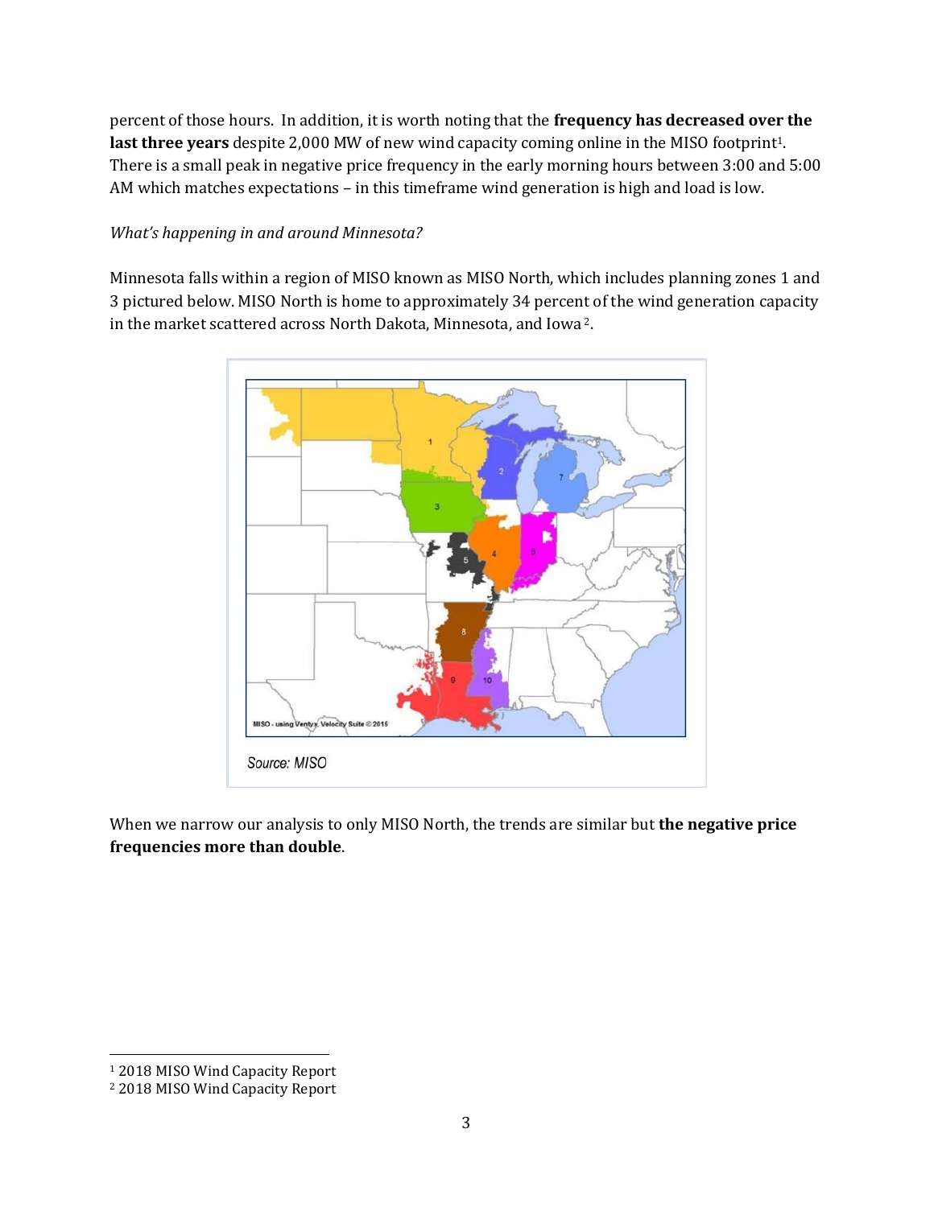percent of those hours. In addition, it is worth noting that the **frequency has decreased over the last three years** despite 2,000 MW of new wind capacity coming online in the MISO footprint[1]. There is a small peak in negative price frequency in the early morning hours between 3:00 and 5:00 AM which matches expectations – in this timeframe wind generation is high and load is low.

*What's happening in and around Minnesota?*

Minnesota falls within a region of MISO known as MISO North, which includes planning zones 1 and 3 pictured below. MISO North is home to approximately 34 percent of the wind generation capacity in the market scattered across North Dakota, Minnesota, and Iowa[2].

Source: MISO

When we narrow our analysis to only MISO North, the trends are similar but **the negative price frequencies more than double**.

[1] 2018 MISO Wind Capacity Report

[2] 2018 MISO Wind Capacity Report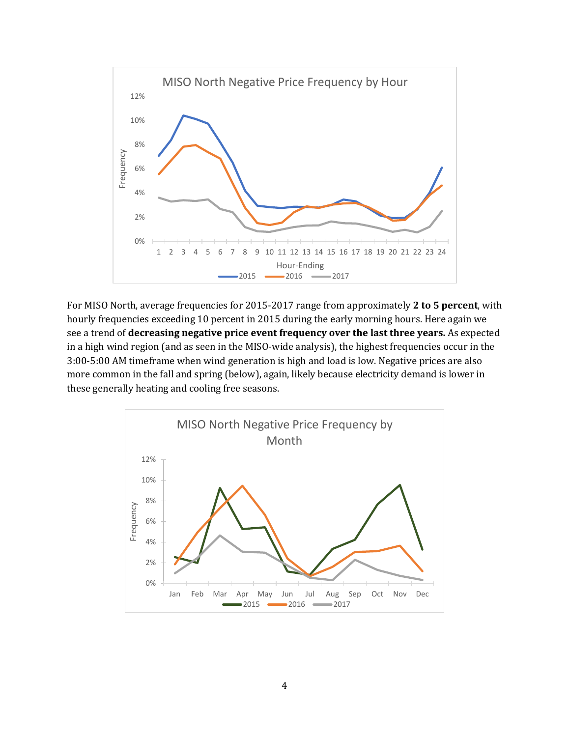For MISO North, average frequencies for 2015-2017 range from approximately **2 to 5 percent**, with hourly frequencies exceeding 10 percent in 2015 during the early morning hours. Here again we see a trend of **decreasing negative price event frequency over the last three years.** As expected in a high wind region (and as seen in the MISO-wide analysis), the highest frequencies occur in the 3:00-5:00 AM timeframe when wind generation is high and load is low. Negative prices are also more common in the fall and spring (below), again, likely because electricity demand is lower in these generally heating and cooling free seasons.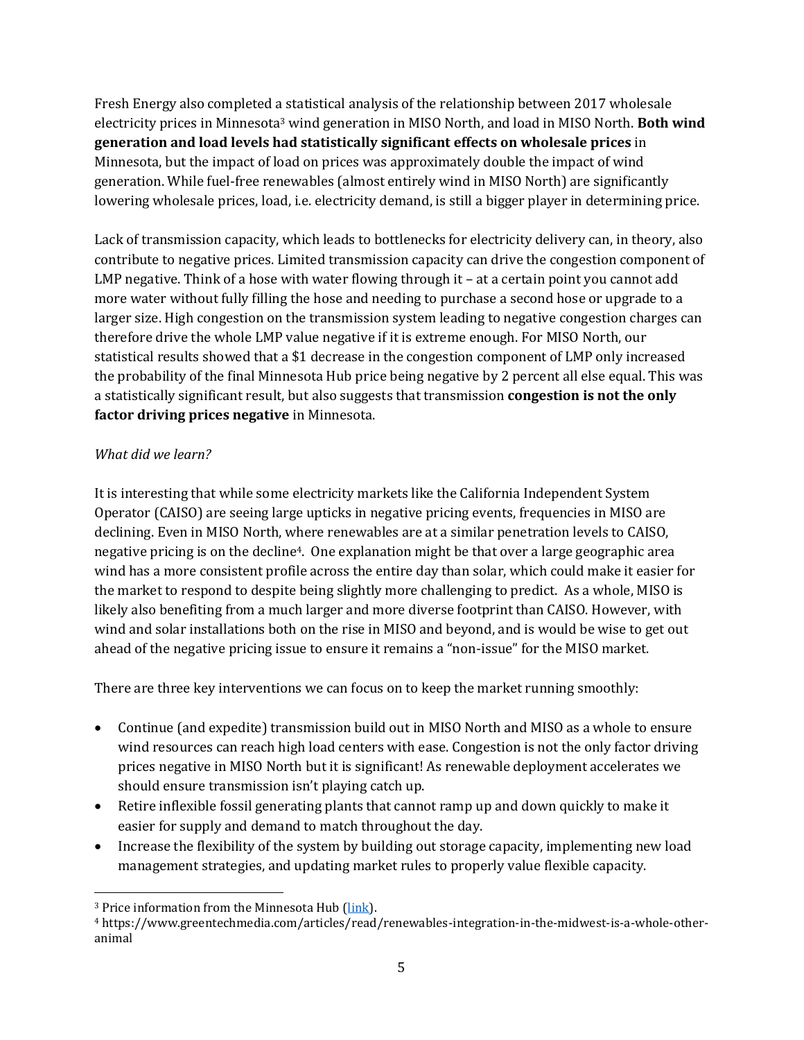Fresh Energy also completed a statistical analysis of the relationship between 2017 wholesale electricity prices in Minnesota[3] wind generation in MISO North, and load in MISO North. **Both wind generation and load levels had statistically significant effects on wholesale prices** in Minnesota, but the impact of load on prices was approximately double the impact of wind generation. While fuel-free renewables (almost entirely wind in MISO North) are significantly lowering wholesale prices, load, i.e. electricity demand, is still a bigger player in determining price.

Lack of transmission capacity, which leads to bottlenecks for electricity delivery can, in theory, also contribute to negative prices. Limited transmission capacity can drive the congestion component of LMP negative. Think of a hose with water flowing through it – at a certain point you cannot add more water without fully filling the hose and needing to purchase a second hose or upgrade to a larger size. High congestion on the transmission system leading to negative congestion charges can therefore drive the whole LMP value negative if it is extreme enough. For MISO North, our statistical results showed that a $1 decrease in the congestion component of LMP only increased the probability of the final Minnesota Hub price being negative by 2 percent all else equal. This was a statistically significant result, but also suggests that transmission **congestion is not the only factor driving prices negative** in Minnesota.

*What did we learn?*

It is interesting that while some electricity markets like the California Independent System Operator (CAISO) are seeing large upticks in negative pricing events, frequencies in MISO are declining. Even in MISO North, where renewables are at a similar penetration levels to CAISO, negative pricing is on the decline[4]. One explanation might be that over a large geographic area wind has a more consistent profile across the entire day than solar, which could make it easier for the market to respond to despite being slightly more challenging to predict. As a whole, MISO is likely also benefiting from a much larger and more diverse footprint than CAISO. However, with wind and solar installations both on the rise in MISO and beyond, and is would be wise to get out ahead of the negative pricing issue to ensure it remains a "non-issue" for the MISO market.

There are three key interventions we can focus on to keep the market running smoothly:

- Continue (and expedite) transmission build out in MISO North and MISO as a whole to ensure wind resources can reach high load centers with ease. Congestion is not the only factor driving prices negative in MISO North but it is significant! As renewable deployment accelerates we should ensure transmission isn't playing catch up.
- Retire inflexible fossil generating plants that cannot ramp up and down quickly to make it easier for supply and demand to match throughout the day.
- Increase the flexibility of the system by building out storage capacity, implementing new load management strategies, and updating market rules to properly value flexible capacity.

---

[3] Price information from the Minnesota Hub (link).

[4] https://www.greentechmedia.com/articles/read/renewables-integration-in-the-midwest-is-a-whole-other-animal